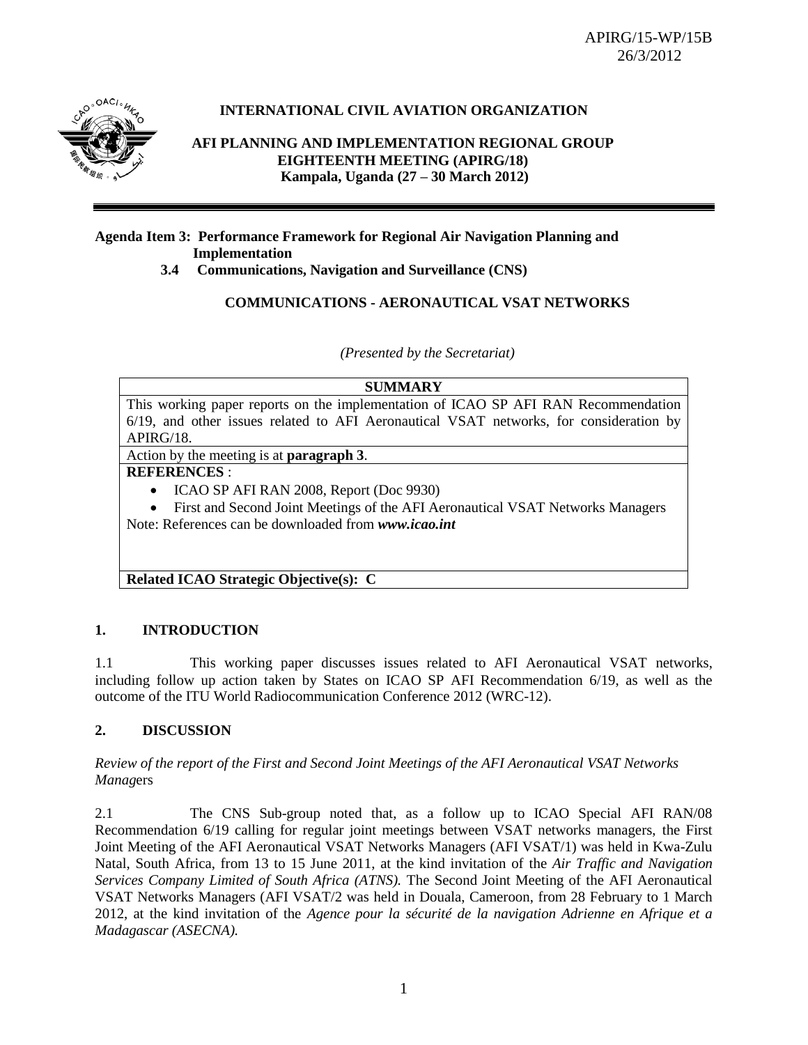APIRG/15-WP/15B
26/3/2012

**INTERNATIONAL CIVIL AVIATION ORGANIZATION**

**AFI PLANNING AND IMPLEMENTATION REGIONAL GROUP**
**EIGHTEENTH MEETING (APIRG/18)**
**Kampala, Uganda (27 – 30 March 2012)**

---

**Agenda Item 3: Performance Framework for Regional Air Navigation Planning and Implementation**
**3.4 Communications, Navigation and Surveillance (CNS)**

**COMMUNICATIONS - AERONAUTICAL VSAT NETWORKS**

*(Presented by the Secretariat)*

| **SUMMARY** |
|---|
| This working paper reports on the implementation of ICAO SP AFI RAN Recommendation 6/19, and other issues related to AFI Aeronautical VSAT networks, for consideration by APIRG/18. |
| Action by the meeting is at **paragraph 3**. |
| **REFERENCES** :<br>• ICAO SP AFI RAN 2008, Report (Doc 9930)<br>• First and Second Joint Meetings of the AFI Aeronautical VSAT Networks Managers<br>Note: References can be downloaded from ***www.icao.int*** |
| **Related ICAO Strategic Objective(s): C** |

## 1. INTRODUCTION

1.1 This working paper discusses issues related to AFI Aeronautical VSAT networks, including follow up action taken by States on ICAO SP AFI Recommendation 6/19, as well as the outcome of the ITU World Radiocommunication Conference 2012 (WRC-12).

## 2. DISCUSSION

*Review of the report of the First and Second Joint Meetings of the AFI Aeronautical VSAT Networks Manag*ers

2.1 The CNS Sub-group noted that, as a follow up to ICAO Special AFI RAN/08 Recommendation 6/19 calling for regular joint meetings between VSAT networks managers, the First Joint Meeting of the AFI Aeronautical VSAT Networks Managers (AFI VSAT/1) was held in Kwa-Zulu Natal, South Africa, from 13 to 15 June 2011, at the kind invitation of the *Air Traffic and Navigation Services Company Limited of South Africa (ATNS).* The Second Joint Meeting of the AFI Aeronautical VSAT Networks Managers (AFI VSAT/2 was held in Douala, Cameroon, from 28 February to 1 March 2012, at the kind invitation of the *Agence pour la sécurité de la navigation Adrienne en Afrique et a Madagascar (ASECNA).*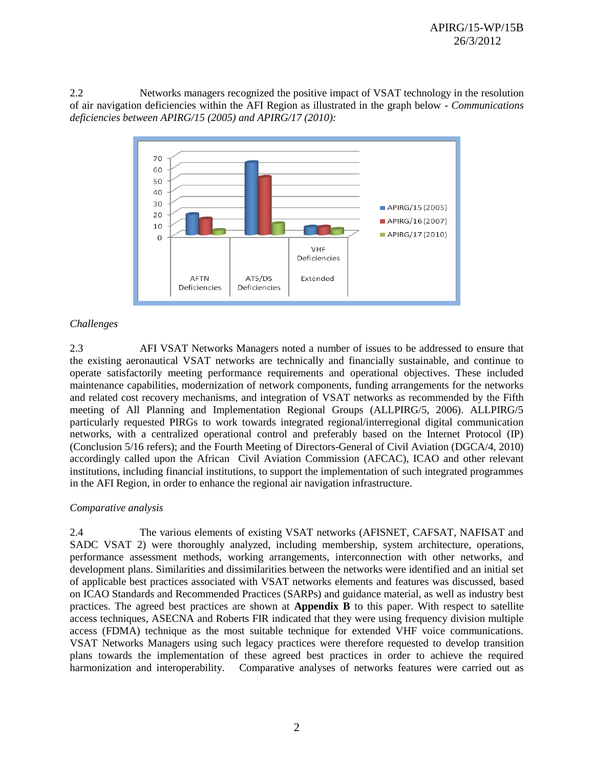2.2 Networks managers recognized the positive impact of VSAT technology in the resolution of air navigation deficiencies within the AFI Region as illustrated in the graph below - *Communications deficiencies between APIRG/15 (2005) and APIRG/17 (2010):*

*Challenges*

2.3 AFI VSAT Networks Managers noted a number of issues to be addressed to ensure that the existing aeronautical VSAT networks are technically and financially sustainable, and continue to operate satisfactorily meeting performance requirements and operational objectives. These included maintenance capabilities, modernization of network components, funding arrangements for the networks and related cost recovery mechanisms, and integration of VSAT networks as recommended by the Fifth meeting of All Planning and Implementation Regional Groups (ALLPIRG/5, 2006). ALLPIRG/5 particularly requested PIRGs to work towards integrated regional/interregional digital communication networks, with a centralized operational control and preferably based on the Internet Protocol (IP) (Conclusion 5/16 refers); and the Fourth Meeting of Directors-General of Civil Aviation (DGCA/4, 2010) accordingly called upon the African Civil Aviation Commission (AFCAC), ICAO and other relevant institutions, including financial institutions, to support the implementation of such integrated programmes in the AFI Region, in order to enhance the regional air navigation infrastructure.

*Comparative analysis*

2.4 The various elements of existing VSAT networks (AFISNET, CAFSAT, NAFISAT and SADC VSAT 2) were thoroughly analyzed, including membership, system architecture, operations, performance assessment methods, working arrangements, interconnection with other networks, and development plans. Similarities and dissimilarities between the networks were identified and an initial set of applicable best practices associated with VSAT networks elements and features was discussed, based on ICAO Standards and Recommended Practices (SARPs) and guidance material, as well as industry best practices. The agreed best practices are shown at **Appendix B** to this paper. With respect to satellite access techniques, ASECNA and Roberts FIR indicated that they were using frequency division multiple access (FDMA) technique as the most suitable technique for extended VHF voice communications. VSAT Networks Managers using such legacy practices were therefore requested to develop transition plans towards the implementation of these agreed best practices in order to achieve the required harmonization and interoperability. Comparative analyses of networks features were carried out as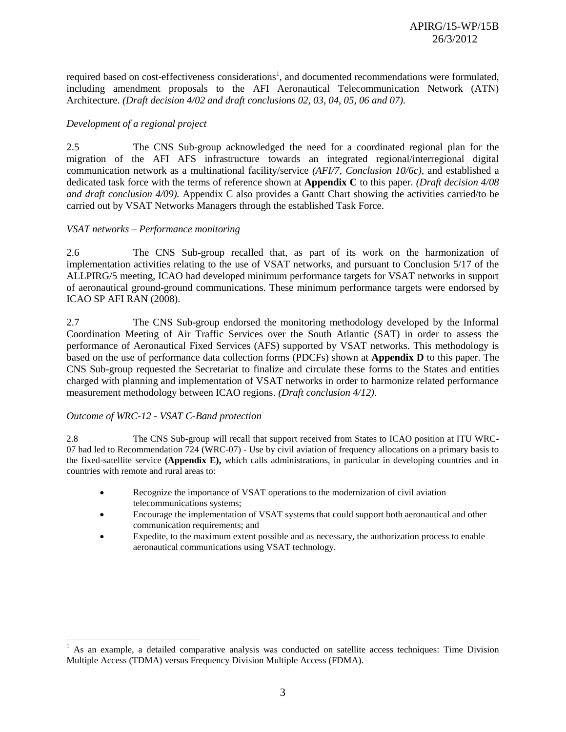required based on cost-effectiveness considerations[1], and documented recommendations were formulated, including amendment proposals to the AFI Aeronautical Telecommunication Network (ATN) Architecture. *(Draft decision 4/02 and draft conclusions 02, 03, 04, 05, 06 and 07).*

*Development of a regional project*

2.5 The CNS Sub-group acknowledged the need for a coordinated regional plan for the migration of the AFI AFS infrastructure towards an integrated regional/interregional digital communication network as a multinational facility/service *(AFI/7, Conclusion 10/6c)*, and established a dedicated task force with the terms of reference shown at **Appendix C** to this paper. *(Draft decision 4/08 and draft conclusion 4/09).* Appendix C also provides a Gantt Chart showing the activities carried/to be carried out by VSAT Networks Managers through the established Task Force.

*VSAT networks – Performance monitoring*

2.6 The CNS Sub-group recalled that, as part of its work on the harmonization of implementation activities relating to the use of VSAT networks, and pursuant to Conclusion 5/17 of the ALLPIRG/5 meeting, ICAO had developed minimum performance targets for VSAT networks in support of aeronautical ground-ground communications. These minimum performance targets were endorsed by ICAO SP AFI RAN (2008).

2.7 The CNS Sub-group endorsed the monitoring methodology developed by the Informal Coordination Meeting of Air Traffic Services over the South Atlantic (SAT) in order to assess the performance of Aeronautical Fixed Services (AFS) supported by VSAT networks. This methodology is based on the use of performance data collection forms (PDCFs) shown at **Appendix D** to this paper. The CNS Sub-group requested the Secretariat to finalize and circulate these forms to the States and entities charged with planning and implementation of VSAT networks in order to harmonize related performance measurement methodology between ICAO regions. *(Draft conclusion 4/12).*

*Outcome of WRC-12 - VSAT C-Band protection*

2.8 The CNS Sub-group will recall that support received from States to ICAO position at ITU WRC-07 had led to Recommendation 724 (WRC-07) - Use by civil aviation of frequency allocations on a primary basis to the fixed-satellite service **(Appendix E),** which calls administrations, in particular in developing countries and in countries with remote and rural areas to:

- Recognize the importance of VSAT operations to the modernization of civil aviation telecommunications systems;
- Encourage the implementation of VSAT systems that could support both aeronautical and other communication requirements; and
- Expedite, to the maximum extent possible and as necessary, the authorization process to enable aeronautical communications using VSAT technology.

[1] As an example, a detailed comparative analysis was conducted on satellite access techniques: Time Division Multiple Access (TDMA) versus Frequency Division Multiple Access (FDMA).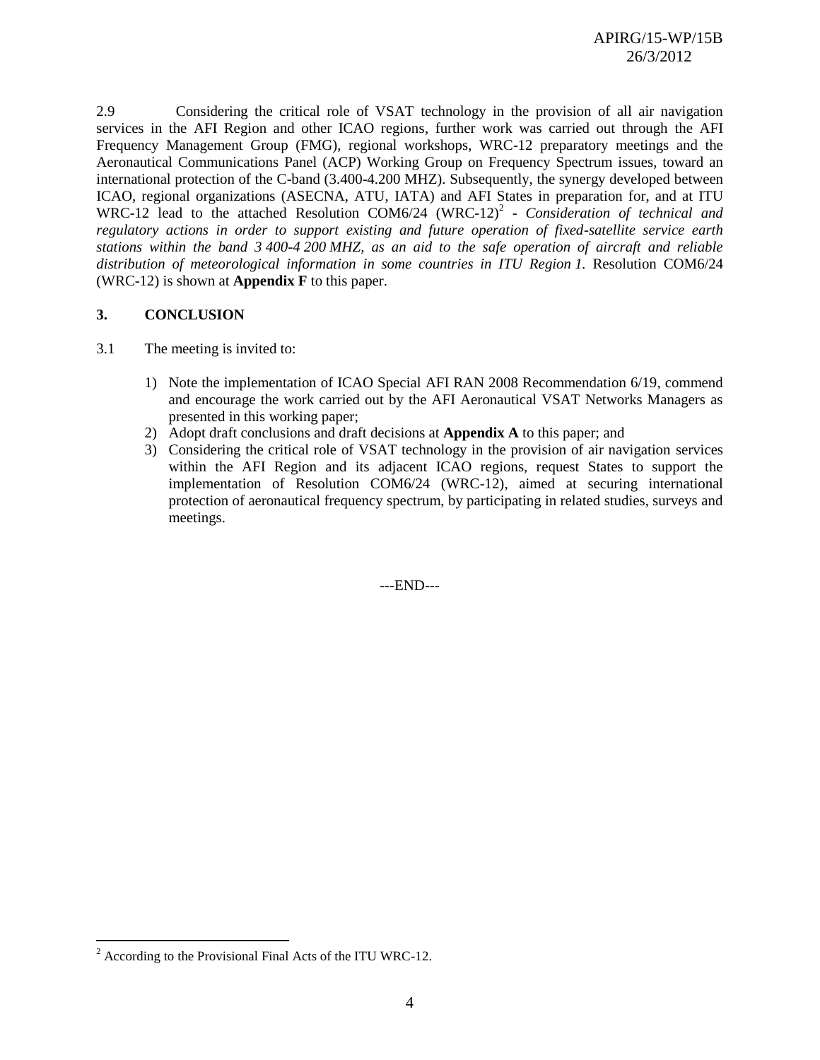2.9 Considering the critical role of VSAT technology in the provision of all air navigation services in the AFI Region and other ICAO regions, further work was carried out through the AFI Frequency Management Group (FMG), regional workshops, WRC-12 preparatory meetings and the Aeronautical Communications Panel (ACP) Working Group on Frequency Spectrum issues, toward an international protection of the C-band (3.400-4.200 MHZ). Subsequently, the synergy developed between ICAO, regional organizations (ASECNA, ATU, IATA) and AFI States in preparation for, and at ITU WRC-12 lead to the attached Resolution COM6/24 (WRC-12)[2] - *Consideration of technical and regulatory actions in order to support existing and future operation of fixed-satellite service earth stations within the band 3 400-4 200 MHZ, as an aid to the safe operation of aircraft and reliable distribution of meteorological information in some countries in ITU Region 1.* Resolution COM6/24 (WRC-12) is shown at **Appendix F** to this paper.

## 3. CONCLUSION

3.1 The meeting is invited to:

1) Note the implementation of ICAO Special AFI RAN 2008 Recommendation 6/19, commend and encourage the work carried out by the AFI Aeronautical VSAT Networks Managers as presented in this working paper;
2) Adopt draft conclusions and draft decisions at **Appendix A** to this paper; and
3) Considering the critical role of VSAT technology in the provision of air navigation services within the AFI Region and its adjacent ICAO regions, request States to support the implementation of Resolution COM6/24 (WRC-12), aimed at securing international protection of aeronautical frequency spectrum, by participating in related studies, surveys and meetings.

---END---

[2] According to the Provisional Final Acts of the ITU WRC-12.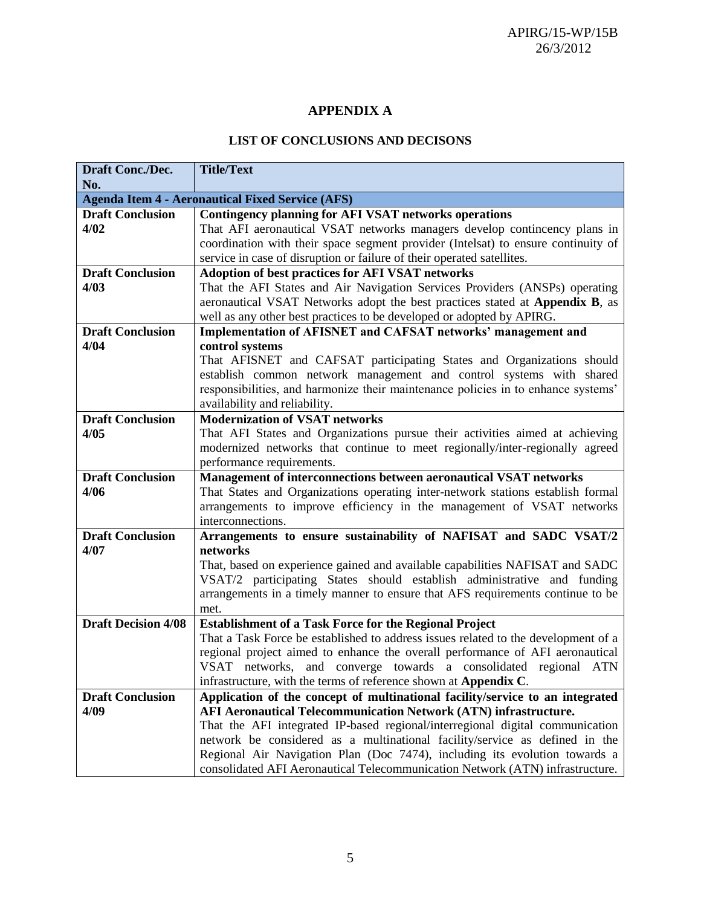# APPENDIX A

## LIST OF CONCLUSIONS AND DECISONS

| Draft Conc./Dec. No. | Title/Text |
|---|---|
| **Agenda Item 4 - Aeronautical Fixed Service (AFS)** | |
| **Draft Conclusion 4/02** | **Contingency planning for AFI VSAT networks operations**<br>That AFI aeronautical VSAT networks managers develop contincency plans in coordination with their space segment provider (Intelsat) to ensure continuity of service in case of disruption or failure of their operated satellites. |
| **Draft Conclusion 4/03** | **Adoption of best practices for AFI VSAT networks**<br>That the AFI States and Air Navigation Services Providers (ANSPs) operating aeronautical VSAT Networks adopt the best practices stated at **Appendix B**, as well as any other best practices to be developed or adopted by APIRG. |
| **Draft Conclusion 4/04** | **Implementation of AFISNET and CAFSAT networks' management and control systems**<br>That AFISNET and CAFSAT participating States and Organizations should establish common network management and control systems with shared responsibilities, and harmonize their maintenance policies in to enhance systems' availability and reliability. |
| **Draft Conclusion 4/05** | **Modernization of VSAT networks**<br>That AFI States and Organizations pursue their activities aimed at achieving modernized networks that continue to meet regionally/inter-regionally agreed performance requirements. |
| **Draft Conclusion 4/06** | **Management of interconnections between aeronautical VSAT networks**<br>That States and Organizations operating inter-network stations establish formal arrangements to improve efficiency in the management of VSAT networks interconnections. |
| **Draft Conclusion 4/07** | **Arrangements to ensure sustainability of NAFISAT and SADC VSAT/2 networks**<br>That, based on experience gained and available capabilities NAFISAT and SADC VSAT/2 participating States should establish administrative and funding arrangements in a timely manner to ensure that AFS requirements continue to be met. |
| **Draft Decision 4/08** | **Establishment of a Task Force for the Regional Project**<br>That a Task Force be established to address issues related to the development of a regional project aimed to enhance the overall performance of AFI aeronautical VSAT networks, and converge towards a consolidated regional ATN infrastructure, with the terms of reference shown at **Appendix C**. |
| **Draft Conclusion 4/09** | **Application of the concept of multinational facility/service to an integrated AFI Aeronautical Telecommunication Network (ATN) infrastructure.**<br>That the AFI integrated IP-based regional/interregional digital communication network be considered as a multinational facility/service as defined in the Regional Air Navigation Plan (Doc 7474), including its evolution towards a consolidated AFI Aeronautical Telecommunication Network (ATN) infrastructure. |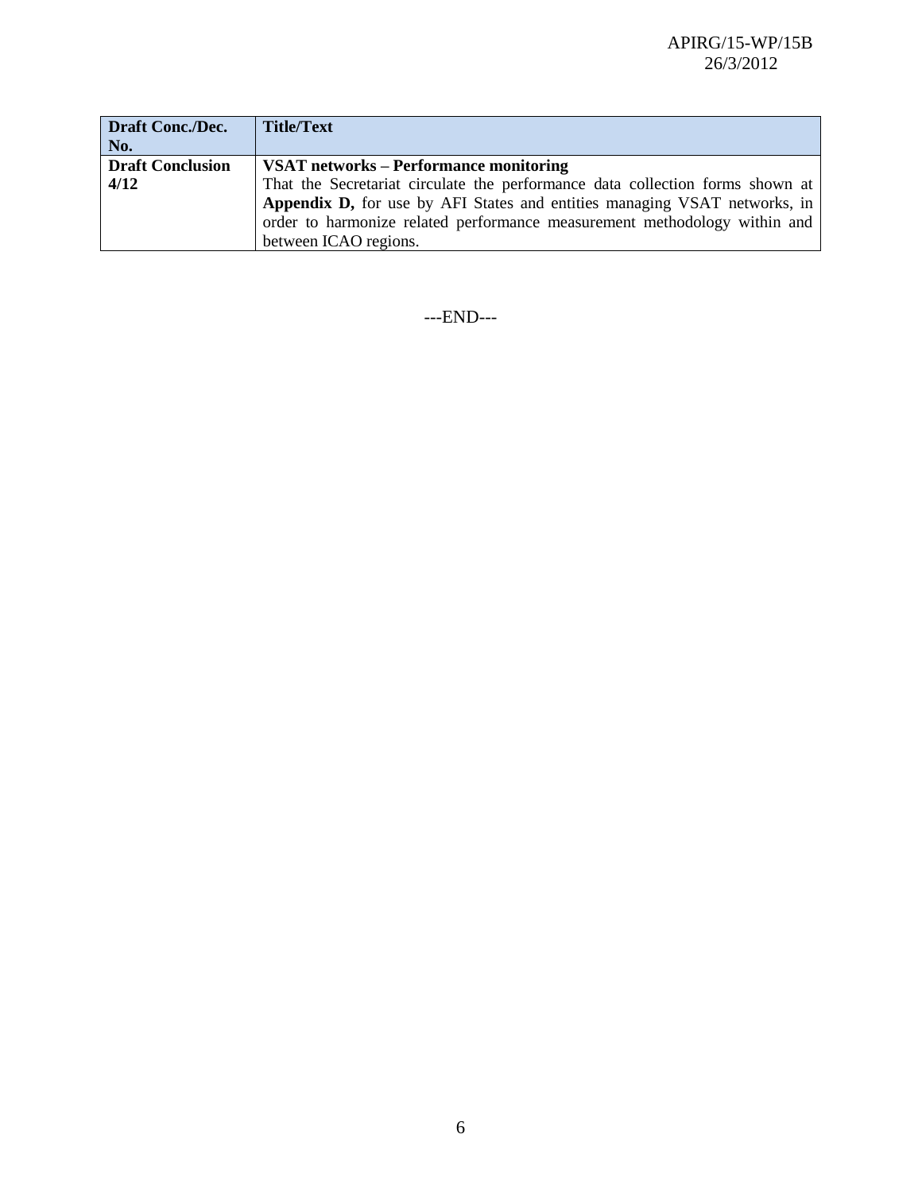| Draft Conc./Dec. No. | Title/Text |
| --- | --- |
| **Draft Conclusion 4/12** | **VSAT networks – Performance monitoring**<br>That the Secretariat circulate the performance data collection forms shown at **Appendix D,** for use by AFI States and entities managing VSAT networks, in order to harmonize related performance measurement methodology within and between ICAO regions. |

---END---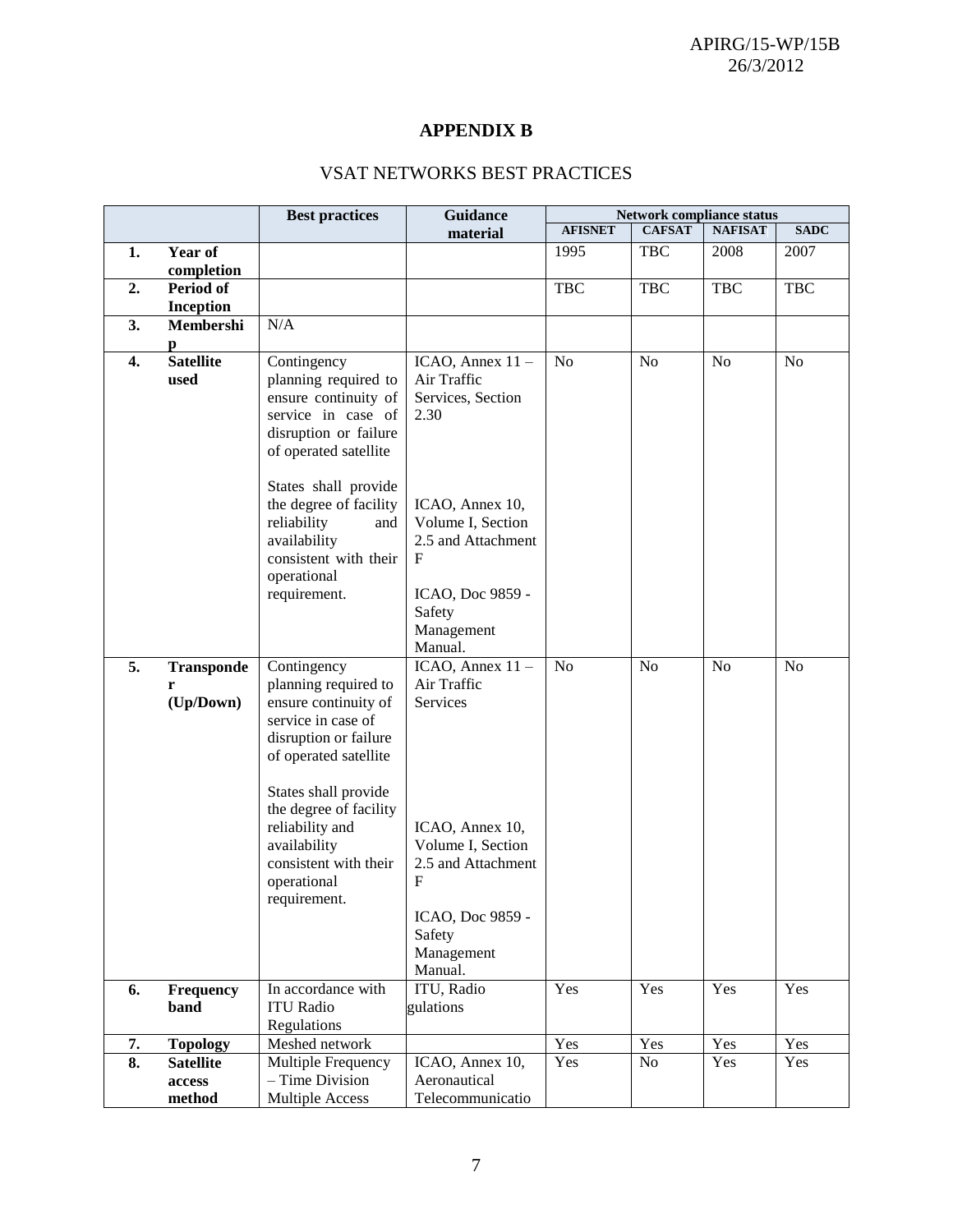## APPENDIX B

## VSAT NETWORKS BEST PRACTICES

| | | Best practices | Guidance material | Network compliance status | | | |
|---|---|---|---|---|---|---|---|
| | | | | AFISNET | CAFSAT | NAFISAT | SADC |
| 1. | Year of completion | | | 1995 | TBC | 2008 | 2007 |
| 2. | Period of Inception | | | TBC | TBC | TBC | TBC |
| 3. | Membership | N/A | | | | | |
| 4. | Satellite used | Contingency planning required to ensure continuity of service in case of disruption or failure of operated satellite<br><br>States shall provide the degree of facility reliability and availability consistent with their operational requirement. | ICAO, Annex 11 – Air Traffic Services, Section 2.30<br><br>ICAO, Annex 10, Volume I, Section 2.5 and Attachment F<br><br>ICAO, Doc 9859 - Safety Management Manual. | No | No | No | No |
| 5. | Transponder (Up/Down) | Contingency planning required to ensure continuity of service in case of disruption or failure of operated satellite<br><br>States shall provide the degree of facility reliability and availability consistent with their operational requirement. | ICAO, Annex 11 – Air Traffic Services<br><br>ICAO, Annex 10, Volume I, Section 2.5 and Attachment F<br><br>ICAO, Doc 9859 - Safety Management Manual. | No | No | No | No |
| 6. | Frequency band | In accordance with ITU Radio Regulations | ITU, Radio gulations | Yes | Yes | Yes | Yes |
| 7. | Topology | Meshed network | | Yes | Yes | Yes | Yes |
| 8. | Satellite access method | Multiple Frequency – Time Division Multiple Access | ICAO, Annex 10, Aeronautical Telecommunicatio | Yes | No | Yes | Yes |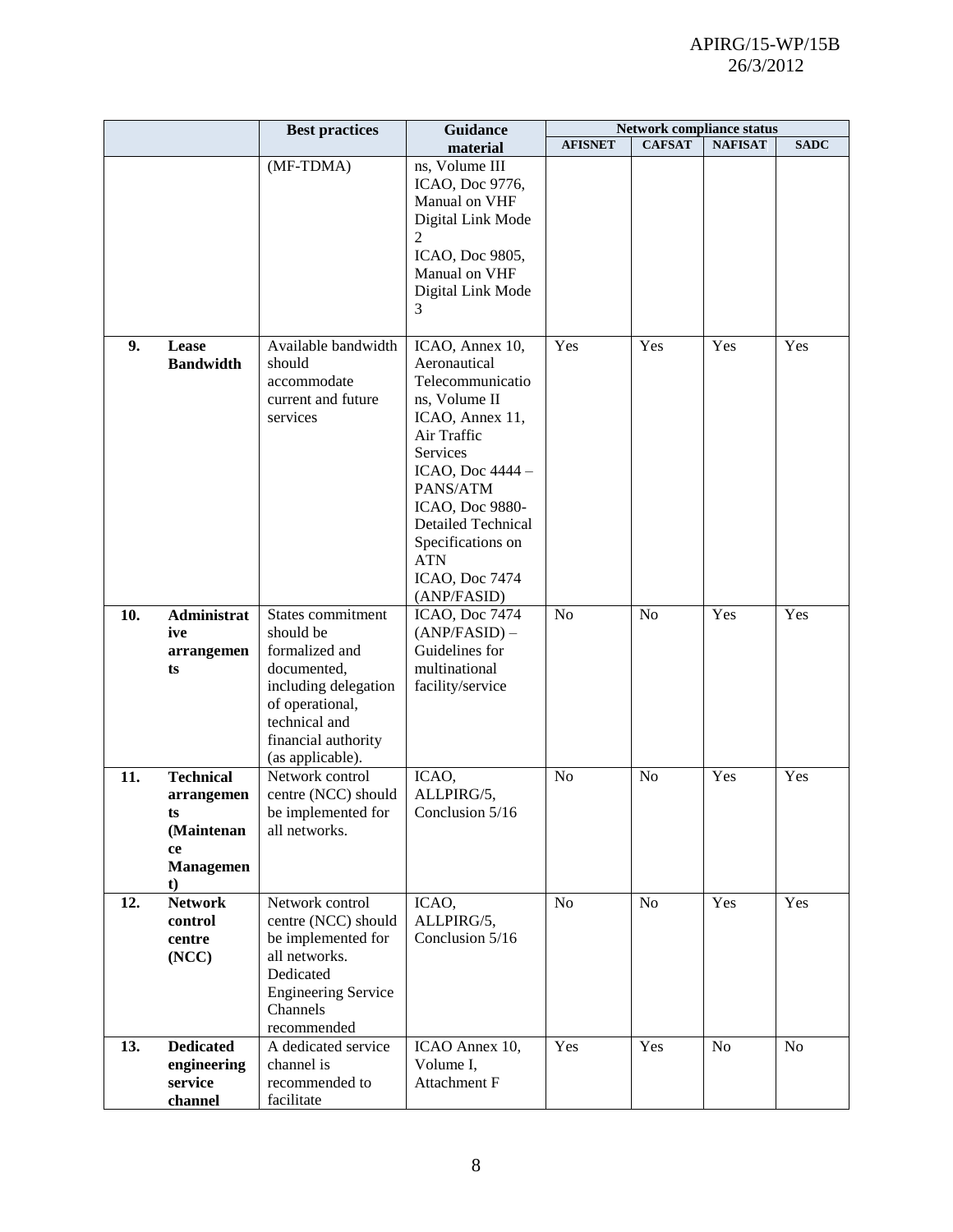| | | Best practices | Guidance material | Network compliance status | | | |
|---|---|---|---|---|---|---|---|
| | | | | AFISNET | CAFSAT | NAFISAT | SADC |
| | | (MF-TDMA) | ns, Volume III<br>ICAO, Doc 9776, Manual on VHF Digital Link Mode 2<br>ICAO, Doc 9805, Manual on VHF Digital Link Mode 3 | | | | |
| **9.** | **Lease Bandwidth** | Available bandwidth should accommodate current and future services | ICAO, Annex 10, Aeronautical Telecommunications, Volume II<br>ICAO, Annex 11, Air Traffic Services<br>ICAO, Doc 4444 – PANS/ATM<br>ICAO, Doc 9880- Detailed Technical Specifications on ATN<br>ICAO, Doc 7474 (ANP/FASID) | Yes | Yes | Yes | Yes |
| **10.** | **Administrative arrangements** | States commitment should be formalized and documented, including delegation of operational, technical and financial authority (as applicable). | ICAO, Doc 7474 (ANP/FASID) – Guidelines for multinational facility/service | No | No | Yes | Yes |
| **11.** | **Technical arrangements (Maintenance Management)** | Network control centre (NCC) should be implemented for all networks. | ICAO, ALLPIRG/5, Conclusion 5/16 | No | No | Yes | Yes |
| **12.** | **Network control centre (NCC)** | Network control centre (NCC) should be implemented for all networks. Dedicated Engineering Service Channels recommended | ICAO, ALLPIRG/5, Conclusion 5/16 | No | No | Yes | Yes |
| **13.** | **Dedicated engineering service channel** | A dedicated service channel is recommended to facilitate | ICAO Annex 10, Volume I, Attachment F | Yes | Yes | No | No |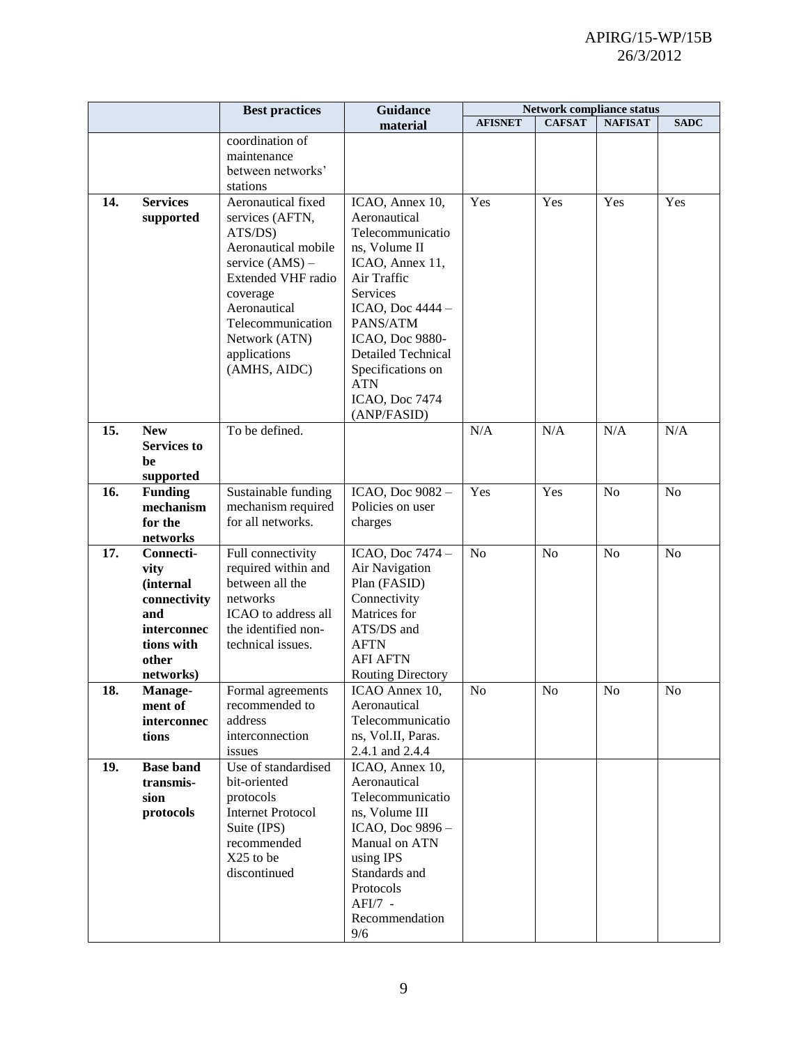| | | Best practices | Guidance material | Network compliance status | | | |
|---|---|---|---|---|---|---|---|
| | | | | AFISNET | CAFSAT | NAFISAT | SADC |
| | | coordination of maintenance between networks' stations | | | | | |
| 14. | **Services supported** | Aeronautical fixed services (AFTN, ATS/DS) Aeronautical mobile service (AMS) – Extended VHF radio coverage Aeronautical Telecommunication Network (ATN) applications (AMHS, AIDC) | ICAO, Annex 10, Aeronautical Telecommunications, Volume II ICAO, Annex 11, Air Traffic Services ICAO, Doc 4444 – PANS/ATM ICAO, Doc 9880- Detailed Technical Specifications on ATN ICAO, Doc 7474 (ANP/FASID) | Yes | Yes | Yes | Yes |
| 15. | **New Services to be supported** | To be defined. | | N/A | N/A | N/A | N/A |
| 16. | **Funding mechanism for the networks** | Sustainable funding mechanism required for all networks. | ICAO, Doc 9082 – Policies on user charges | Yes | Yes | No | No |
| 17. | **Connectivity (internal connectivity and interconnections with other networks)** | Full connectivity required within and between all the networks ICAO to address all the identified non-technical issues. | ICAO, Doc 7474 – Air Navigation Plan (FASID) Connectivity Matrices for ATS/DS and AFTN AFI AFTN Routing Directory | No | No | No | No |
| 18. | **Management of interconnections** | Formal agreements recommended to address interconnection issues | ICAO Annex 10, Aeronautical Telecommunications, Vol.II, Paras. 2.4.1 and 2.4.4 | No | No | No | No |
| 19. | **Base band transmission protocols** | Use of standardised bit-oriented protocols Internet Protocol Suite (IPS) recommended X25 to be discontinued | ICAO, Annex 10, Aeronautical Telecommunications, Volume III ICAO, Doc 9896 – Manual on ATN using IPS Standards and Protocols AFI/7 - Recommendation 9/6 | | | | |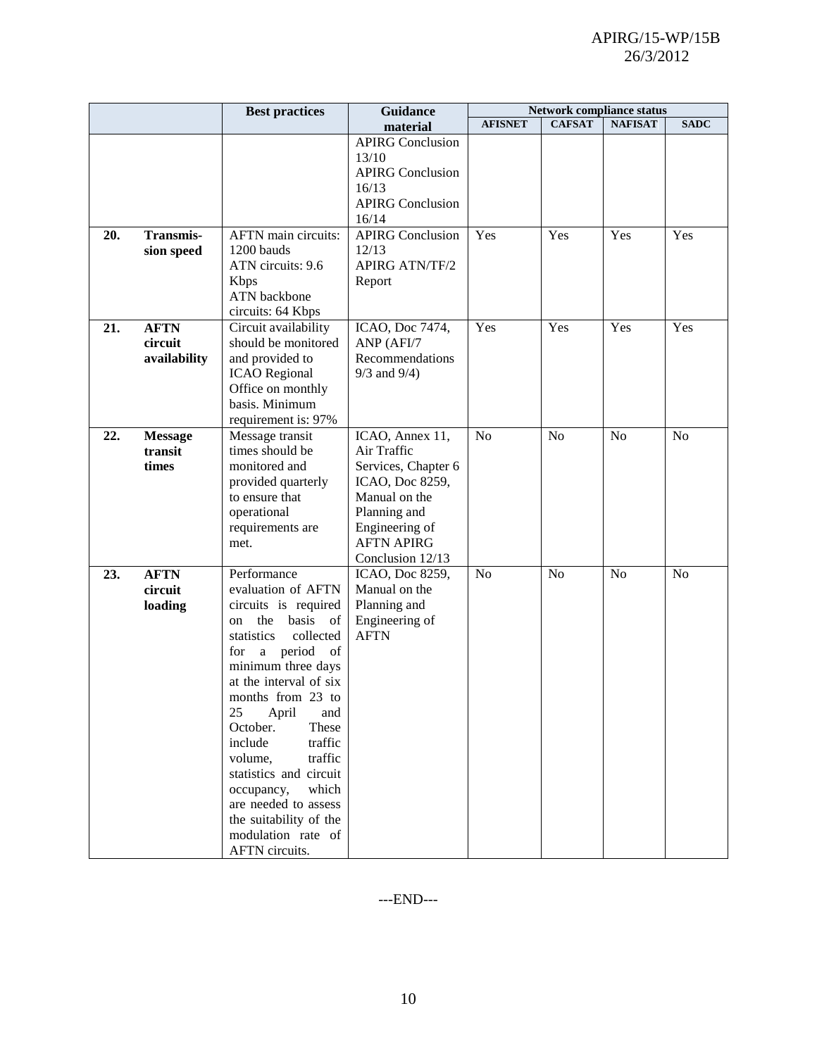| | | Best practices | Guidance material | Network compliance status | | | |
|---|---|---|---|---|---|---|---|
| | | | | AFISNET | CAFSAT | NAFISAT | SADC |
| | | | APIRG Conclusion 13/10 APIRG Conclusion 16/13 APIRG Conclusion 16/14 | | | | |
| **20.** | **Transmis-sion speed** | AFTN main circuits: 1200 bauds ATN circuits: 9.6 Kbps ATN backbone circuits: 64 Kbps | APIRG Conclusion 12/13 APIRG ATN/TF/2 Report | Yes | Yes | Yes | Yes |
| **21.** | **AFTN circuit availability** | Circuit availability should be monitored and provided to ICAO Regional Office on monthly basis. Minimum requirement is: 97% | ICAO, Doc 7474, ANP (AFI/7 Recommendations 9/3 and 9/4) | Yes | Yes | Yes | Yes |
| **22.** | **Message transit times** | Message transit times should be monitored and provided quarterly to ensure that operational requirements are met. | ICAO, Annex 11, Air Traffic Services, Chapter 6 ICAO, Doc 8259, Manual on the Planning and Engineering of AFTN APIRG Conclusion 12/13 | No | No | No | No |
| **23.** | **AFTN circuit loading** | Performance evaluation of AFTN circuits is required on the basis of statistics collected for a period of minimum three days at the interval of six months from 23 to 25 April and October. These include traffic volume, traffic statistics and circuit occupancy, which are needed to assess the suitability of the modulation rate of AFTN circuits. | ICAO, Doc 8259, Manual on the Planning and Engineering of AFTN | No | No | No | No |

---END---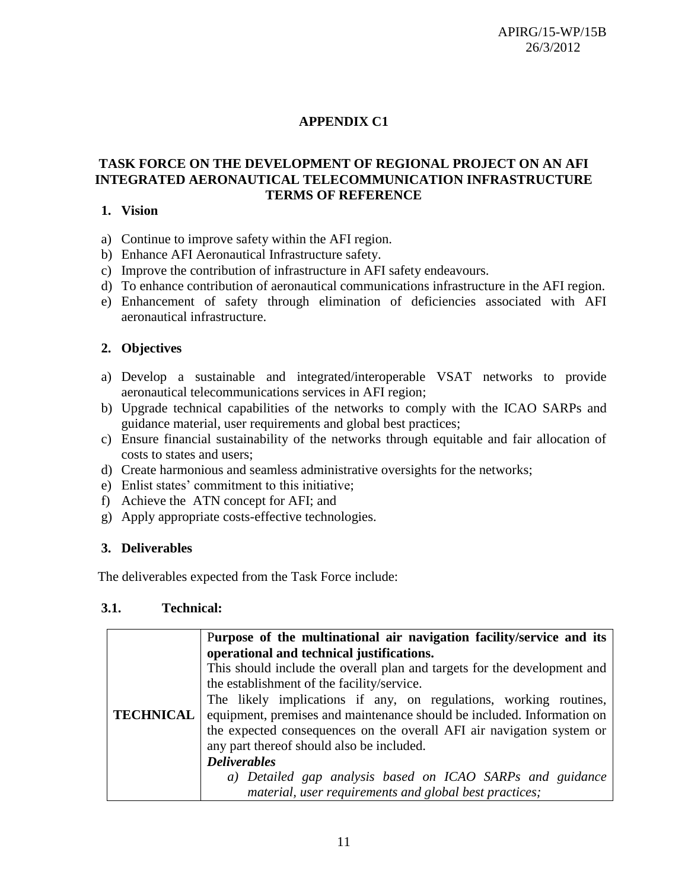# APPENDIX C1

## TASK FORCE ON THE DEVELOPMENT OF REGIONAL PROJECT ON AN AFI INTEGRATED AERONAUTICAL TELECOMMUNICATION INFRASTRUCTURE TERMS OF REFERENCE

### 1. Vision

a) Continue to improve safety within the AFI region.
b) Enhance AFI Aeronautical Infrastructure safety.
c) Improve the contribution of infrastructure in AFI safety endeavours.
d) To enhance contribution of aeronautical communications infrastructure in the AFI region.
e) Enhancement of safety through elimination of deficiencies associated with AFI aeronautical infrastructure.

### 2. Objectives

a) Develop a sustainable and integrated/interoperable VSAT networks to provide aeronautical telecommunications services in AFI region;
b) Upgrade technical capabilities of the networks to comply with the ICAO SARPs and guidance material, user requirements and global best practices;
c) Ensure financial sustainability of the networks through equitable and fair allocation of costs to states and users;
d) Create harmonious and seamless administrative oversights for the networks;
e) Enlist states' commitment to this initiative;
f) Achieve the ATN concept for AFI; and
g) Apply appropriate costs-effective technologies.

### 3. Deliverables

The deliverables expected from the Task Force include:

#### 3.1. Technical:

| | |
|---|---|
| **TECHNICAL** | **Purpose of the multinational air navigation facility/service and its operational and technical justifications.**<br>This should include the overall plan and targets for the development and the establishment of the facility/service.<br>The likely implications if any, on regulations, working routines, equipment, premises and maintenance should be included. Information on the expected consequences on the overall AFI air navigation system or any part thereof should also be included.<br>***Deliverables***<br>*a) Detailed gap analysis based on ICAO SARPs and guidance material, user requirements and global best practices;* |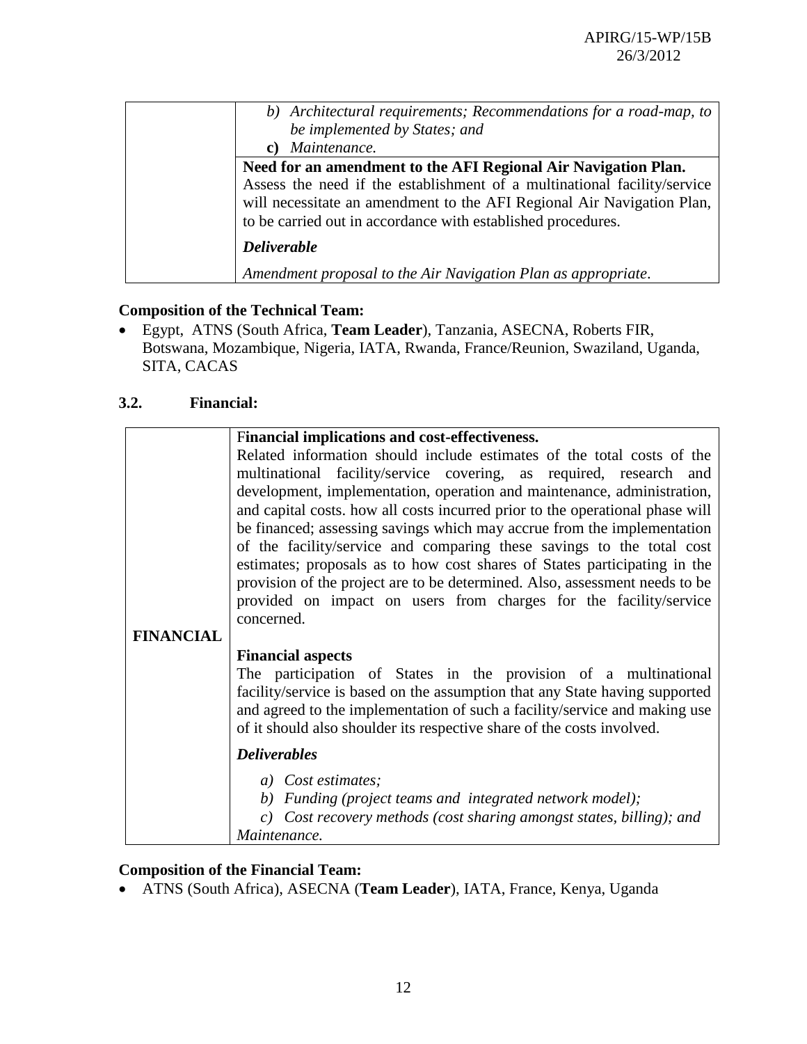| | |
|---|---|
| | *b) Architectural requirements; Recommendations for a road-map, to be implemented by States; and*<br>**c)** *Maintenance.* |
| | **Need for an amendment to the AFI Regional Air Navigation Plan.**<br>Assess the need if the establishment of a multinational facility/service will necessitate an amendment to the AFI Regional Air Navigation Plan, to be carried out in accordance with established procedures.<br>***Deliverable***<br>*Amendment proposal to the Air Navigation Plan as appropriate.* |

**Composition of the Technical Team:**

- Egypt, ATNS (South Africa, **Team Leader**), Tanzania, ASECNA, Roberts FIR, Botswana, Mozambique, Nigeria, IATA, Rwanda, France/Reunion, Swaziland, Uganda, SITA, CACAS

### 3.2. Financial:

| | |
|---|---|
| **FINANCIAL** | F**inancial implications and cost-effectiveness.**<br>Related information should include estimates of the total costs of the multinational facility/service covering, as required, research and development, implementation, operation and maintenance, administration, and capital costs. how all costs incurred prior to the operational phase will be financed; assessing savings which may accrue from the implementation of the facility/service and comparing these savings to the total cost estimates; proposals as to how cost shares of States participating in the provision of the project are to be determined. Also, assessment needs to be provided on impact on users from charges for the facility/service concerned.<br><br>**Financial aspects**<br>The participation of States in the provision of a multinational facility/service is based on the assumption that any State having supported and agreed to the implementation of such a facility/service and making use of it should also shoulder its respective share of the costs involved.<br>***Deliverables***<br>*a) Cost estimates;*<br>*b) Funding (project teams and integrated network model);*<br>*c) Cost recovery methods (cost sharing amongst states, billing); and Maintenance.* |

**Composition of the Financial Team:**

- ATNS (South Africa), ASECNA (**Team Leader**), IATA, France, Kenya, Uganda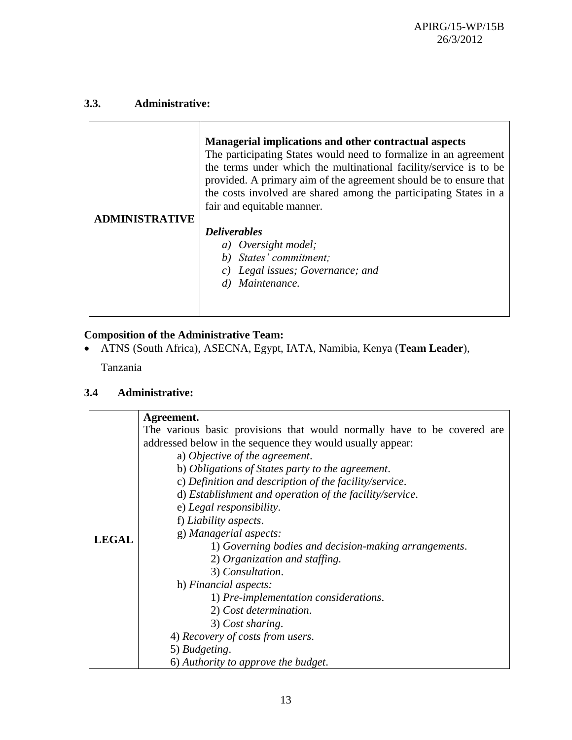### 3.3. Administrative:

| | |
|---|---|
| **ADMINISTRATIVE** | **Managerial implications and other contractual aspects**<br>The participating States would need to formalize in an agreement the terms under which the multinational facility/service is to be provided. A primary aim of the agreement should be to ensure that the costs involved are shared among the participating States in a fair and equitable manner.<br><br>***Deliverables***<br>*a) Oversight model;*<br>*b) States' commitment;*<br>*c) Legal issues; Governance; and*<br>*d) Maintenance.* |

**Composition of the Administrative Team:**

- ATNS (South Africa), ASECNA, Egypt, IATA, Namibia, Kenya (**Team Leader**), Tanzania

### 3.4 Administrative:

| | |
|---|---|
| **LEGAL** | **Agreement.**<br>The various basic provisions that would normally have to be covered are addressed below in the sequence they would usually appear:<br>a) *Objective of the agreement*.<br>b) *Obligations of States party to the agreement*.<br>c) *Definition and description of the facility/service*.<br>d) *Establishment and operation of the facility/service*.<br>e) *Legal responsibility*.<br>f) *Liability aspects*.<br>g) *Managerial aspects:*<br>1) *Governing bodies and decision-making arrangements*.<br>2) *Organization and staffing.*<br>3) *Consultation*.<br>h) *Financial aspects:*<br>1) *Pre-implementation considerations*.<br>2) *Cost determination*.<br>3) *Cost sharing*.<br>4) *Recovery of costs from users*.<br>5) *Budgeting*.<br>6) *Authority to approve the budget*. |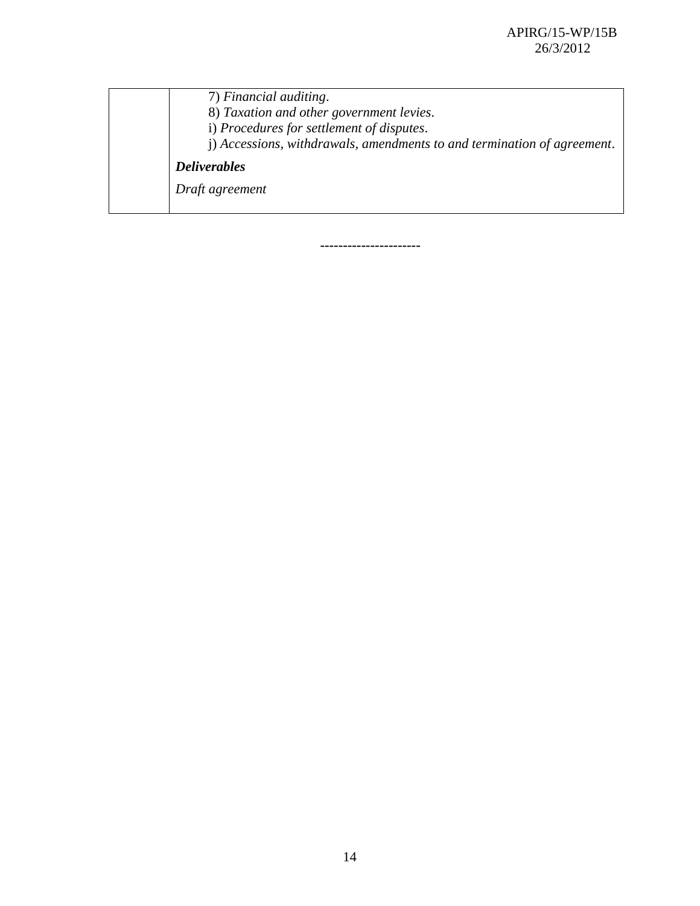| | 7) *Financial auditing*.<br>8) *Taxation and other government levies*.<br>i) *Procedures for settlement of disputes*.<br>j) *Accessions, withdrawals, amendments to and termination of agreement*.<br><br>***Deliverables***<br><br>*Draft agreement* |
|---|---|

----------------------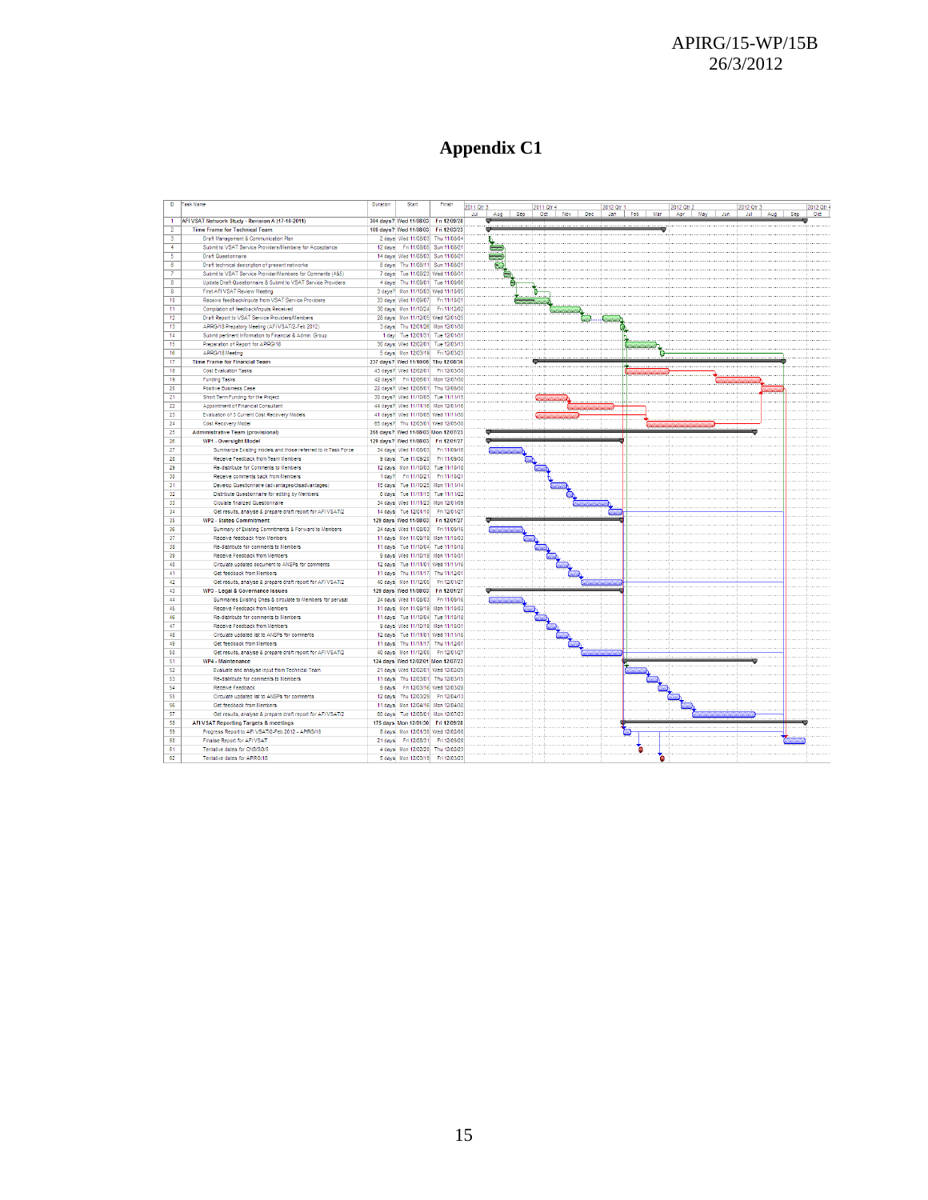# Appendix C1

| ID | Task Name | Duration | Start | Finish |
|---|---|---|---|---|
| 1 | AFI VSAT Network Study - Revision A (17-10-2011) | 304 days? | Wed 11/08/03 | Fri 12/09/28 |
| 2 | Time Frame for Technical Team | 169 days? | Wed 11/08/03 | Fri 12/03/23 |
| 3 | Draft Management & Communication Plan | 2 days | Wed 11/08/03 | Thu 11/08/04 |
| 4 | Submit to VSAT Service Providers/Members for Acceptance | 12 days | Fri 11/08/05 | Sun 11/08/21 |
| 5 | Draft Questionnaire | 14 days | Wed 11/08/03 | Sun 11/08/21 |
| 6 | Draft technical description of present networks | 8 days | Thu 11/08/11 | Sun 11/08/21 |
| 7 | Submit to VSAT Service Provider/Members for Comments (4&5) | 7 days | Tue 11/08/23 | Wed 11/08/31 |
| 8 | Update Draft Questionnaire & Submit to VSAT Service Providers | 4 days | Thu 11/09/01 | Tue 11/09/06 |
| 9 | First AFI VSAT Review Meeting | 3 days? | Mon 11/10/03 | Wed 11/10/05 |
| 10 | Receive feedback/inputs from VSAT Service Providers | 33 days | Wed 11/09/07 | Fri 11/10/21 |
| 11 | Compilation of feedback/inputs Received | 30 days | Mon 11/10/24 | Fri 11/12/02 |
| 12 | Draft Report to VSAT Service Providers/Members | 28 days | Mon 11/12/05 | Wed 12/01/25 |
| 13 | APIRG/18 Preparatory Meeting (AFI/VSAT/2-Feb 2012) | 3 days | Thu 12/01/26 | Mon 12/01/30 |
| 14 | Submit pertinent information to Financial & Admin. Group | 1 day | Tue 12/01/31 | Tue 12/01/31 |
| 15 | Preparation of Report for APIRG/18 | 30 days | Wed 12/02/01 | Tue 12/03/13 |
| 16 | APIRG/18 Meeting | 5 days | Mon 12/03/19 | Fri 12/03/23 |
| 17 | Time Frame for Financial Team | 237 days? | Wed 11/10/05 | Thu 12/08/30 |
| 18 | Cost Evaluation Tasks | 43 days? | Wed 12/02/01 | Fri 12/03/30 |
| 19 | Funding Tasks | 42 days? | Fri 12/06/01 | Mon 12/07/30 |
| 20 | Positive Business Case | 22 days? | Wed 12/08/01 | Thu 12/08/30 |
| 21 | Short Term Funding for the Project | 30 days? | Wed 11/10/05 | Tue 11/11/15 |
| 22 | Appointment of Financial Consultant | 44 days? | Wed 11/11/16 | Mon 12/01/16 |
| 23 | Evaluation of 3 Current Cost Recovery Models | 41 days? | Wed 11/10/05 | Wed 11/11/30 |
| 24 | Cost Recovery Model | 65 days? | Thu 12/03/01 | Wed 12/05/30 |
| 25 | Administrative Team (provisional) | 255 days? | Wed 11/08/03 | Mon 12/07/23 |
| 26 | WP1 - Oversight Model | 129 days? | Wed 11/08/03 | Fri 12/01/27 |
| 27 | Summarize Existing models and those referred to in Task Force | 34 days | Wed 11/08/03 | Fri 11/09/16 |
| 28 | Receive Feedback from Team Members | 9 days | Tue 11/09/20 | Fri 11/09/30 |
| 29 | Re-distribute for Comments to Members | 12 days | Mon 11/10/03 | Tue 11/10/18 |
| 30 | Receive comments back from Members | 1 day? | Fri 11/10/21 | Fri 11/10/21 |
| 31 | Develop Questionnaire (advantages/disadvantages) | 15 days | Tue 11/10/25 | Mon 11/11/14 |
| 32 | Distribute Questionnaire for editing by Members | 6 days | Tue 11/11/15 | Tue 11/11/22 |
| 33 | Circulate finalized Questionnaire | 34 days | Wed 11/11/23 | Mon 12/01/09 |
| 34 | Get results, analyse & prepare draft report for AFI VSAT/2 | 14 days | Tue 12/01/10 | Fri 12/01/27 |
| 35 | WP2 - States Commitment | 129 days | Wed 11/08/03 | Fri 12/01/27 |
| 36 | Summary of Existing Commitments & Forward to Members | 34 days | Wed 11/08/03 | Fri 11/09/16 |
| 37 | Receive feedback from Members | 11 days | Mon 11/09/19 | Mon 11/10/03 |
| 38 | Re-distribute for comments to Members | 11 days | Tue 11/10/04 | Tue 11/10/18 |
| 39 | Receive Feedback from Members | 9 days | Wed 11/10/19 | Mon 11/10/31 |
| 40 | Circulate updated document to ANSPs for comments | 12 days | Tue 11/11/01 | Wed 11/11/16 |
| 41 | Get feedback from Members | 11 days | Thu 11/11/17 | Thu 11/12/01 |
| 42 | Get results, analyse & prepare draft report for AFI VSAT/2 | 40 days | Mon 11/12/05 | Fri 12/01/27 |
| 43 | WP3 - Legal & Governance Issues | 129 days | Wed 11/08/03 | Fri 12/01/27 |
| 44 | Summaries Existing Ones & circulate to Members for perusal | 34 days | Wed 11/08/03 | Fri 11/09/16 |
| 45 | Receive Feedback from Members | 11 days | Mon 11/09/19 | Mon 11/10/03 |
| 46 | Re-distribute for comments to Members | 11 days | Tue 11/10/04 | Tue 11/10/18 |
| 47 | Receive Feedback from Members | 9 days | Wed 11/10/19 | Mon 11/10/31 |
| 48 | Circulate updated list to ANSPs for comments | 12 days | Tue 11/11/01 | Wed 11/11/16 |
| 49 | Get feedback from Members | 11 days | Thu 11/11/17 | Thu 11/12/01 |
| 50 | Get results, analyse & prepare draft report for AFI VSAT/2 | 40 days | Mon 11/12/05 | Fri 12/01/27 |
| 51 | WP4 - Maintenance | 124 days | Wed 12/02/01 | Mon 12/07/23 |
| 52 | Evaluate and analyse input from Technical Team | 21 days | Wed 12/02/01 | Wed 12/02/29 |
| 53 | Re-distribute for comments to Members | 11 days | Thu 12/03/01 | Thu 12/03/15 |
| 54 | Receive Feedback | 9 days | Fri 12/03/16 | Wed 12/03/28 |
| 55 | Circulate updated list to ANSPs for comments | 12 days | Thu 12/03/29 | Fri 12/04/13 |
| 56 | Get feedback from Members | 11 days | Mon 12/04/16 | Mon 12/04/30 |
| 57 | Get results, analyse & prepare draft report for AFI VSAT/2 | 60 days | Tue 12/05/01 | Mon 12/07/23 |
| 58 | AFI VSAT Reporting Targets & meetings | 175 days | Mon 12/01/30 | Fri 12/09/28 |
| 59 | Progress Report to AFI VSAT/2-Feb 2012 - APIRG/18 | 8 days | Mon 12/01/30 | Wed 12/02/08 |
| 60 | Finalise Report for AFI VSAT | 21 days | Fri 12/08/31 | Fri 12/09/28 |
| 61 | Tentative dates for CNS/SG/5 | 4 days | Mon 12/02/20 | Thu 12/02/23 |
| 62 | Tentative dates for APIRG/18 | 5 days | Mon 12/03/19 | Fri 12/03/23 |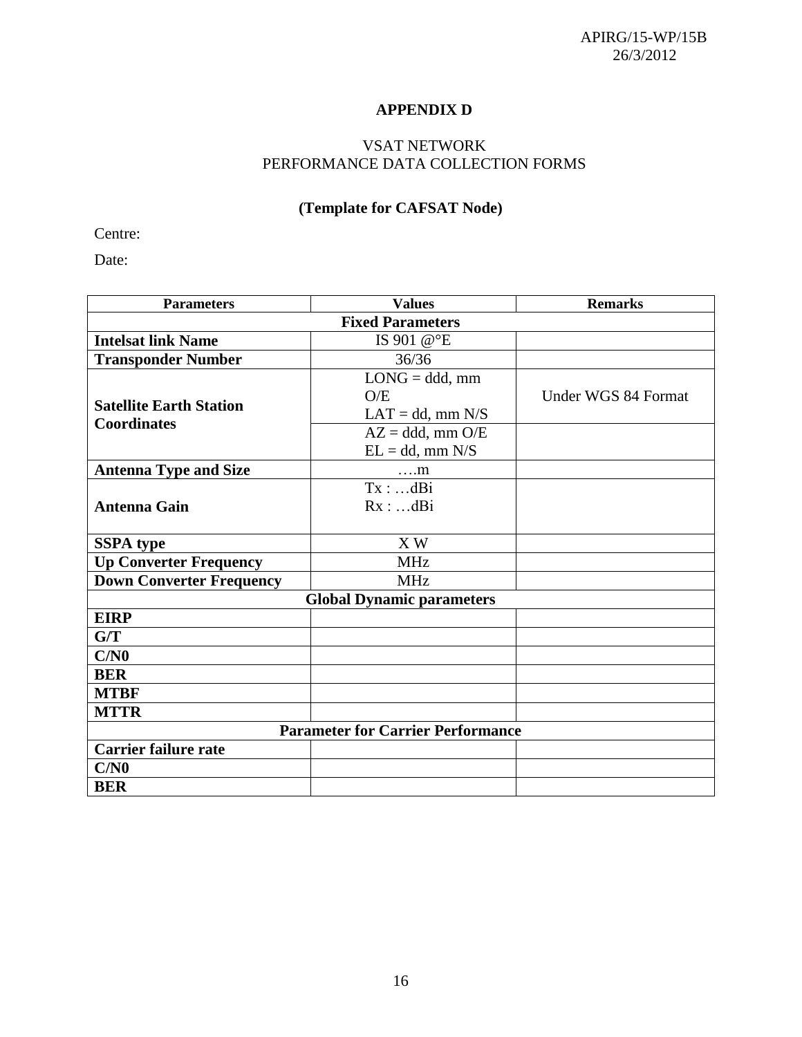APIRG/15-WP/15B
26/3/2012

# APPENDIX D

## VSAT NETWORK
## PERFORMANCE DATA COLLECTION FORMS

### (Template for CAFSAT Node)

Centre:

Date:

| Parameters | Values | Remarks |
|---|---|---|
| **Fixed Parameters** | | |
| **Intelsat link Name** | IS 901 @°E | |
| **Transponder Number** | 36/36 | |
| **Satellite Earth Station Coordinates** | LONG = ddd, mm O/E<br>LAT = dd, mm N/S | Under WGS 84 Format |
| | AZ = ddd, mm O/E<br>EL = dd, mm N/S | |
| **Antenna Type and Size** | ….m | |
| **Antenna Gain** | Tx : …dBi<br>Rx : …dBi | |
| **SSPA type** | X W | |
| **Up Converter Frequency** | MHz | |
| **Down Converter Frequency** | MHz | |
| **Global Dynamic parameters** | | |
| **EIRP** | | |
| **G/T** | | |
| **C/N0** | | |
| **BER** | | |
| **MTBF** | | |
| **MTTR** | | |
| **Parameter for Carrier Performance** | | |
| **Carrier failure rate** | | |
| **C/N0** | | |
| **BER** | | |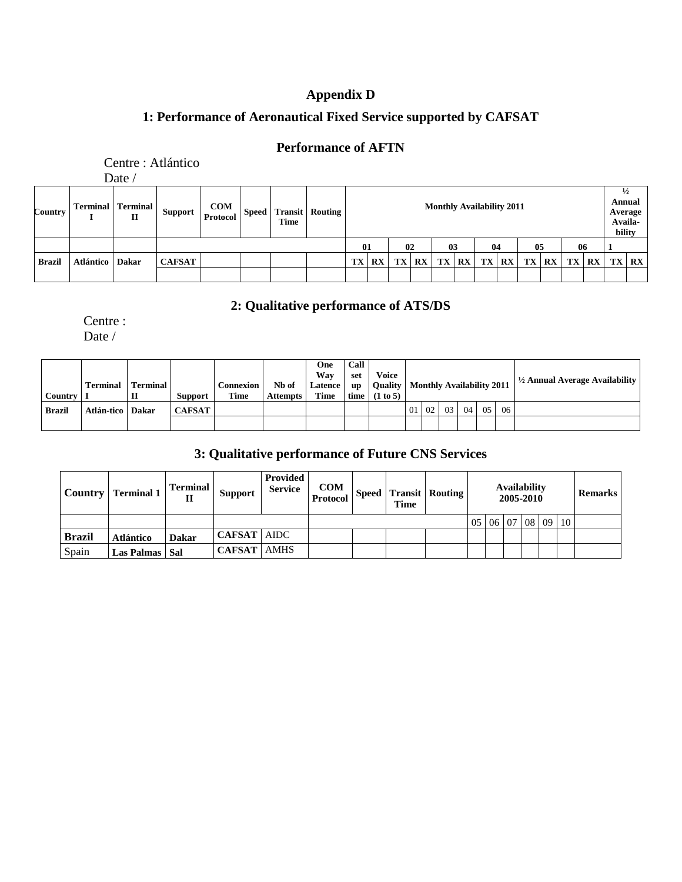# Appendix D

## 1: Performance of Aeronautical Fixed Service supported by CAFSAT

### Performance of AFTN

Centre : Atlántico

Date /

| Country | Terminal I | Terminal II | Support | COM Protocol | Speed | Transit Time | Routing | Monthly Availability 2011 | | | | | | | | | | | | ½ Annual Average Availa-bility | |
|---|---|---|---|---|---|---|---|---|---|---|---|---|---|---|---|---|---|---|---|---|---|
| | | | | | | | | 01 | | 02 | | 03 | | 04 | | 05 | | 06 | | 1 | |
| Brazil | Atlántico | Dakar | CAFSAT | | | | | TX | RX | TX | RX | TX | RX | TX | RX | TX | RX | TX | RX | TX | RX |
| | | | | | | | | | | | | | | | | | | | | | |

## 2: Qualitative performance of ATS/DS

Centre :

Date /

| Country | Terminal I | Terminal II | Support | Connexion Time | Nb of Attempts | One Way Latence Time | Call set up time | Voice Quality (1 to 5) | Monthly Availability 2011 | | | | | | ½ Annual Average Availability |
|---|---|---|---|---|---|---|---|---|---|---|---|---|---|---|---|
| Brazil | Atlán-tico | Dakar | CAFSAT | | | | | | 01 | 02 | 03 | 04 | 05 | 06 | |
| | | | | | | | | | | | | | | | |

## 3: Qualitative performance of Future CNS Services

| Country | Terminal 1 | Terminal II | Support | Provided Service | COM Protocol | Speed | Transit Time | Routing | Availability 2005-2010 | | | | | | Remarks |
|---|---|---|---|---|---|---|---|---|---|---|---|---|---|---|---|
| | | | | | | | | | 05 | 06 | 07 | 08 | 09 | 10 | |
| **Brazil** | **Atlántico** | **Dakar** | **CAFSAT** | AIDC | | | | | | | | | | | |
| Spain | **Las Palmas** | **Sal** | **CAFSAT** | AMHS | | | | | | | | | | | |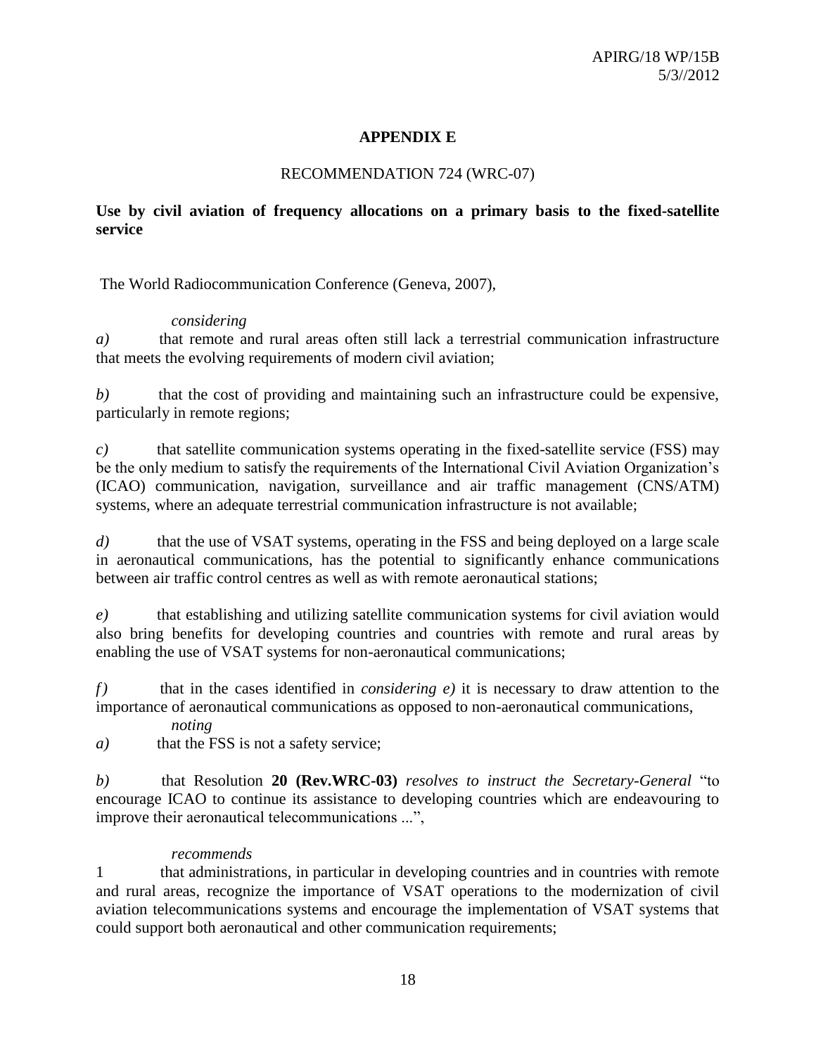## APPENDIX E

RECOMMENDATION 724 (WRC-07)

**Use by civil aviation of frequency allocations on a primary basis to the fixed-satellite service**

The World Radiocommunication Conference (Geneva, 2007),

*considering*

*a)* that remote and rural areas often still lack a terrestrial communication infrastructure that meets the evolving requirements of modern civil aviation;

*b)* that the cost of providing and maintaining such an infrastructure could be expensive, particularly in remote regions;

*c)* that satellite communication systems operating in the fixed-satellite service (FSS) may be the only medium to satisfy the requirements of the International Civil Aviation Organization's (ICAO) communication, navigation, surveillance and air traffic management (CNS/ATM) systems, where an adequate terrestrial communication infrastructure is not available;

*d)* that the use of VSAT systems, operating in the FSS and being deployed on a large scale in aeronautical communications, has the potential to significantly enhance communications between air traffic control centres as well as with remote aeronautical stations;

*e)* that establishing and utilizing satellite communication systems for civil aviation would also bring benefits for developing countries and countries with remote and rural areas by enabling the use of VSAT systems for non-aeronautical communications;

*f)* that in the cases identified in *considering e)* it is necessary to draw attention to the importance of aeronautical communications as opposed to non-aeronautical communications,

*noting*

*a)* that the FSS is not a safety service;

*b)* that Resolution **20 (Rev.WRC-03)** *resolves to instruct the Secretary-General* "to encourage ICAO to continue its assistance to developing countries which are endeavouring to improve their aeronautical telecommunications ...",

*recommends*

1 that administrations, in particular in developing countries and in countries with remote and rural areas, recognize the importance of VSAT operations to the modernization of civil aviation telecommunications systems and encourage the implementation of VSAT systems that could support both aeronautical and other communication requirements;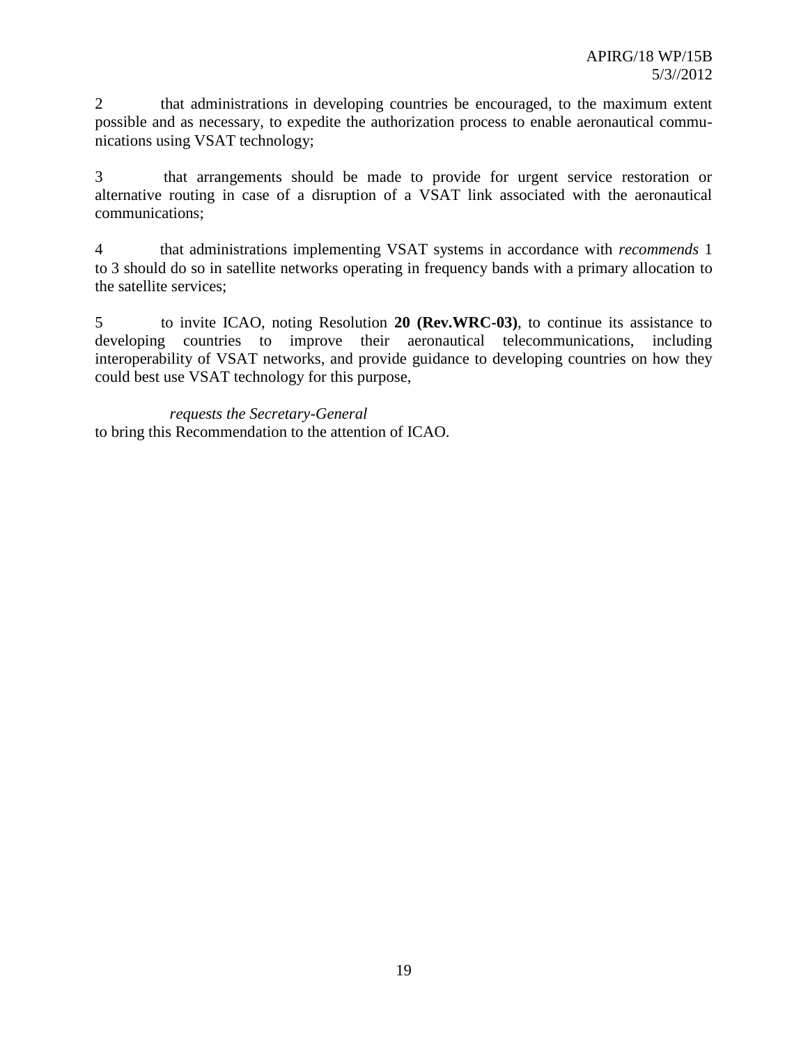2 that administrations in developing countries be encouraged, to the maximum extent possible and as necessary, to expedite the authorization process to enable aeronautical communications using VSAT technology;

3 that arrangements should be made to provide for urgent service restoration or alternative routing in case of a disruption of a VSAT link associated with the aeronautical communications;

4 that administrations implementing VSAT systems in accordance with *recommends* 1 to 3 should do so in satellite networks operating in frequency bands with a primary allocation to the satellite services;

5 to invite ICAO, noting Resolution **20 (Rev.WRC-03)**, to continue its assistance to developing countries to improve their aeronautical telecommunications, including interoperability of VSAT networks, and provide guidance to developing countries on how they could best use VSAT technology for this purpose,

*requests the Secretary-General*

to bring this Recommendation to the attention of ICAO.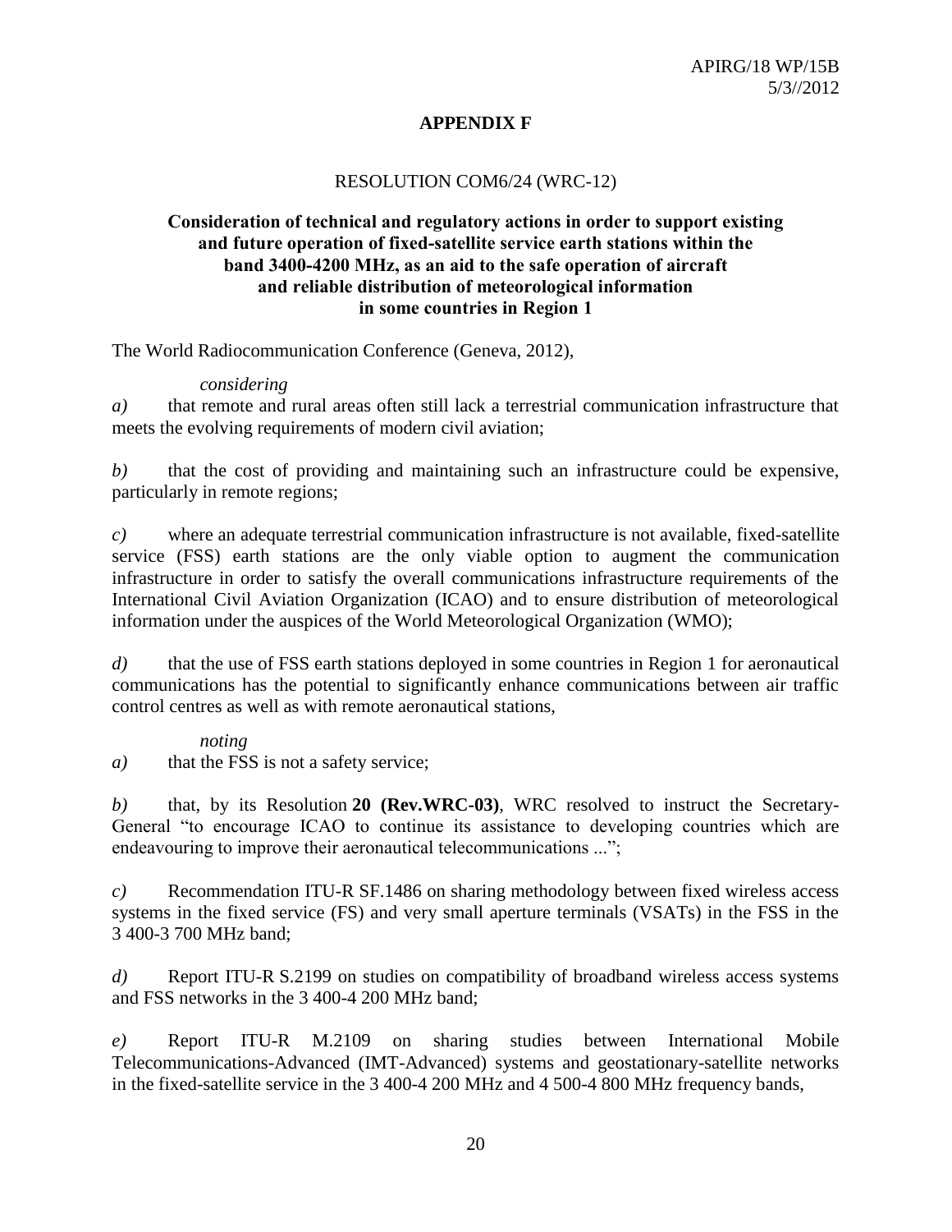## APPENDIX F

RESOLUTION COM6/24 (WRC-12)

### Consideration of technical and regulatory actions in order to support existing and future operation of fixed-satellite service earth stations within the band 3400-4200 MHz, as an aid to the safe operation of aircraft and reliable distribution of meteorological information in some countries in Region 1

The World Radiocommunication Conference (Geneva, 2012),

*considering*

*a)* that remote and rural areas often still lack a terrestrial communication infrastructure that meets the evolving requirements of modern civil aviation;

*b)* that the cost of providing and maintaining such an infrastructure could be expensive, particularly in remote regions;

*c)* where an adequate terrestrial communication infrastructure is not available, fixed-satellite service (FSS) earth stations are the only viable option to augment the communication infrastructure in order to satisfy the overall communications infrastructure requirements of the International Civil Aviation Organization (ICAO) and to ensure distribution of meteorological information under the auspices of the World Meteorological Organization (WMO);

*d)* that the use of FSS earth stations deployed in some countries in Region 1 for aeronautical communications has the potential to significantly enhance communications between air traffic control centres as well as with remote aeronautical stations,

*noting*

*a)* that the FSS is not a safety service;

*b)* that, by its Resolution **20 (Rev.WRC-03)**, WRC resolved to instruct the Secretary-General "to encourage ICAO to continue its assistance to developing countries which are endeavouring to improve their aeronautical telecommunications ...";

*c)* Recommendation ITU-R SF.1486 on sharing methodology between fixed wireless access systems in the fixed service (FS) and very small aperture terminals (VSATs) in the FSS in the 3 400-3 700 MHz band;

*d)* Report ITU-R S.2199 on studies on compatibility of broadband wireless access systems and FSS networks in the 3 400-4 200 MHz band;

*e)* Report ITU-R M.2109 on sharing studies between International Mobile Telecommunications-Advanced (IMT-Advanced) systems and geostationary-satellite networks in the fixed-satellite service in the 3 400-4 200 MHz and 4 500-4 800 MHz frequency bands,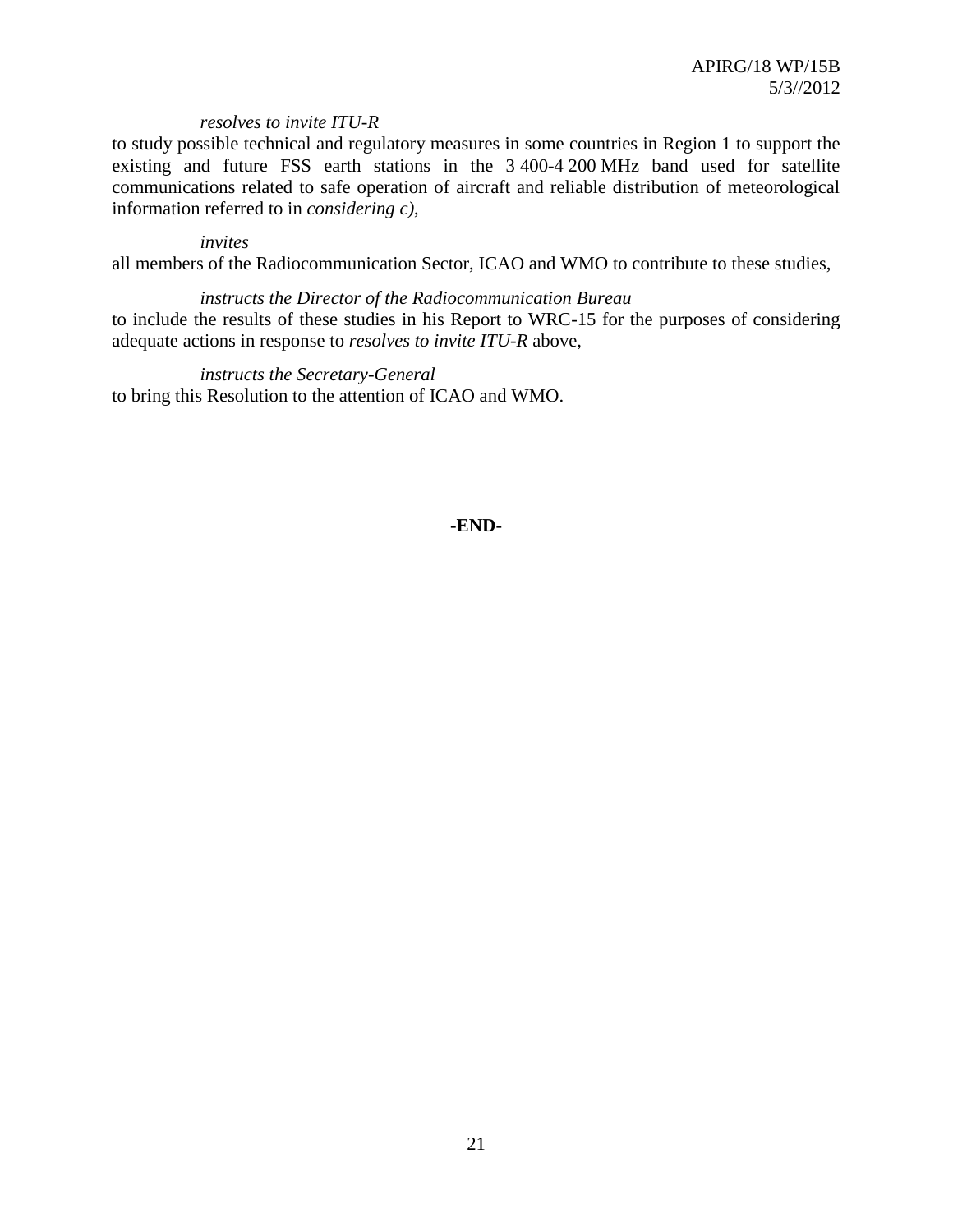*resolves to invite ITU-R*

to study possible technical and regulatory measures in some countries in Region 1 to support the existing and future FSS earth stations in the 3 400-4 200 MHz band used for satellite communications related to safe operation of aircraft and reliable distribution of meteorological information referred to in *considering c)*,

*invites*

all members of the Radiocommunication Sector, ICAO and WMO to contribute to these studies,

*instructs the Director of the Radiocommunication Bureau*

to include the results of these studies in his Report to WRC-15 for the purposes of considering adequate actions in response to *resolves to invite ITU-R* above,

*instructs the Secretary-General*

to bring this Resolution to the attention of ICAO and WMO.

**-END-**